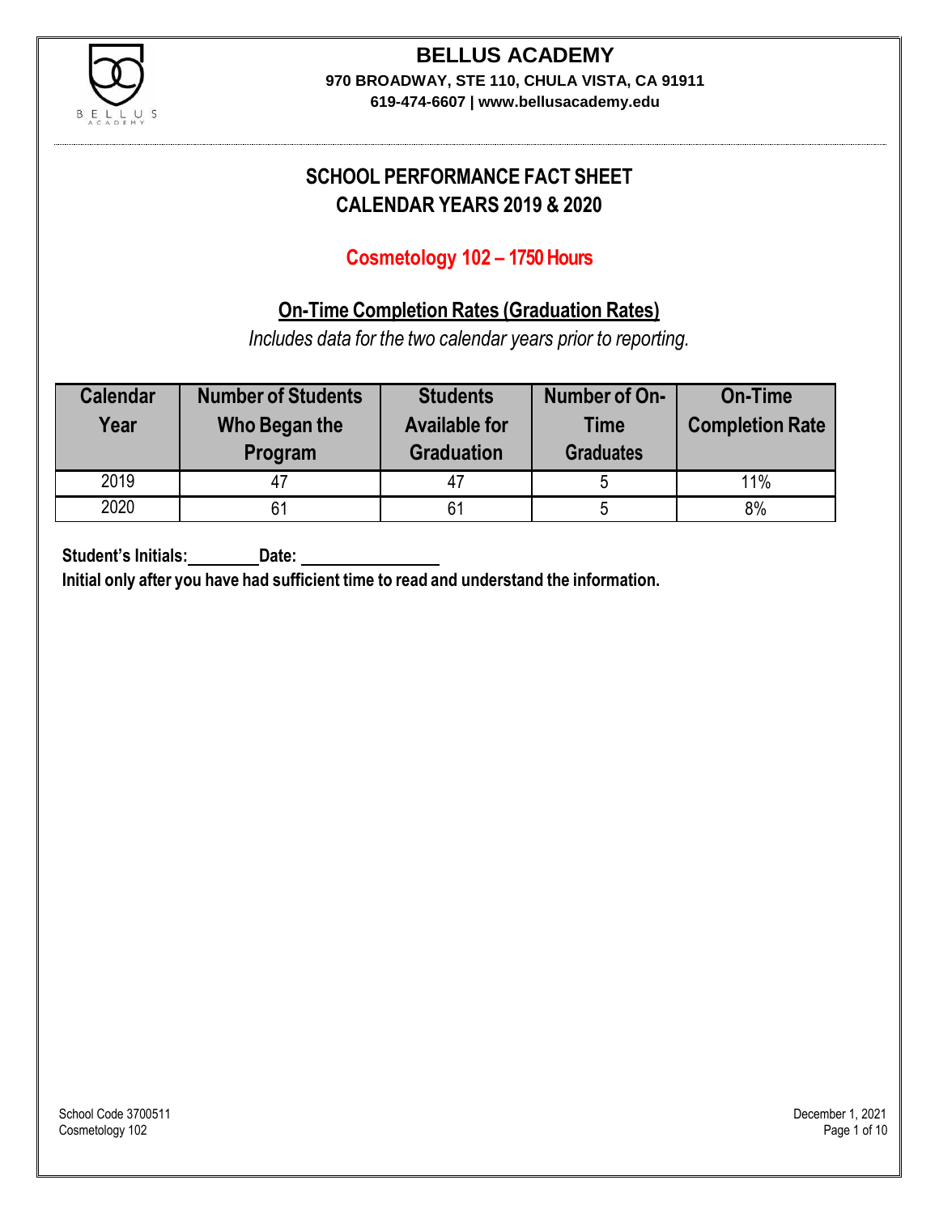# BELLUS ACADEMY

**970 BROADWAY, STE 110, CHULA VISTA, CA 91911**

**619-474-6607 | www.bellusacademy.edu**

## SCHOOL PERFORMANCE FACT SHEET
## CALENDAR YEARS 2019 & 2020

### Cosmetology 102 – 1750 Hours

### On-Time Completion Rates (Graduation Rates)

*Includes data for the two calendar years prior to reporting.*

| Calendar Year | Number of Students Who Began the Program | Students Available for Graduation | Number of On-Time Graduates | On-Time Completion Rate |
|---|---|---|---|---|
| 2019 | 47 | 47 | 5 | 11% |
| 2020 | 61 | 61 | 5 | 8% |

**Student's Initials:________ Date: ________________**

**Initial only after you have had sufficient time to read and understand the information.**

School Code 3700511
Cosmetology 102

December 1, 2021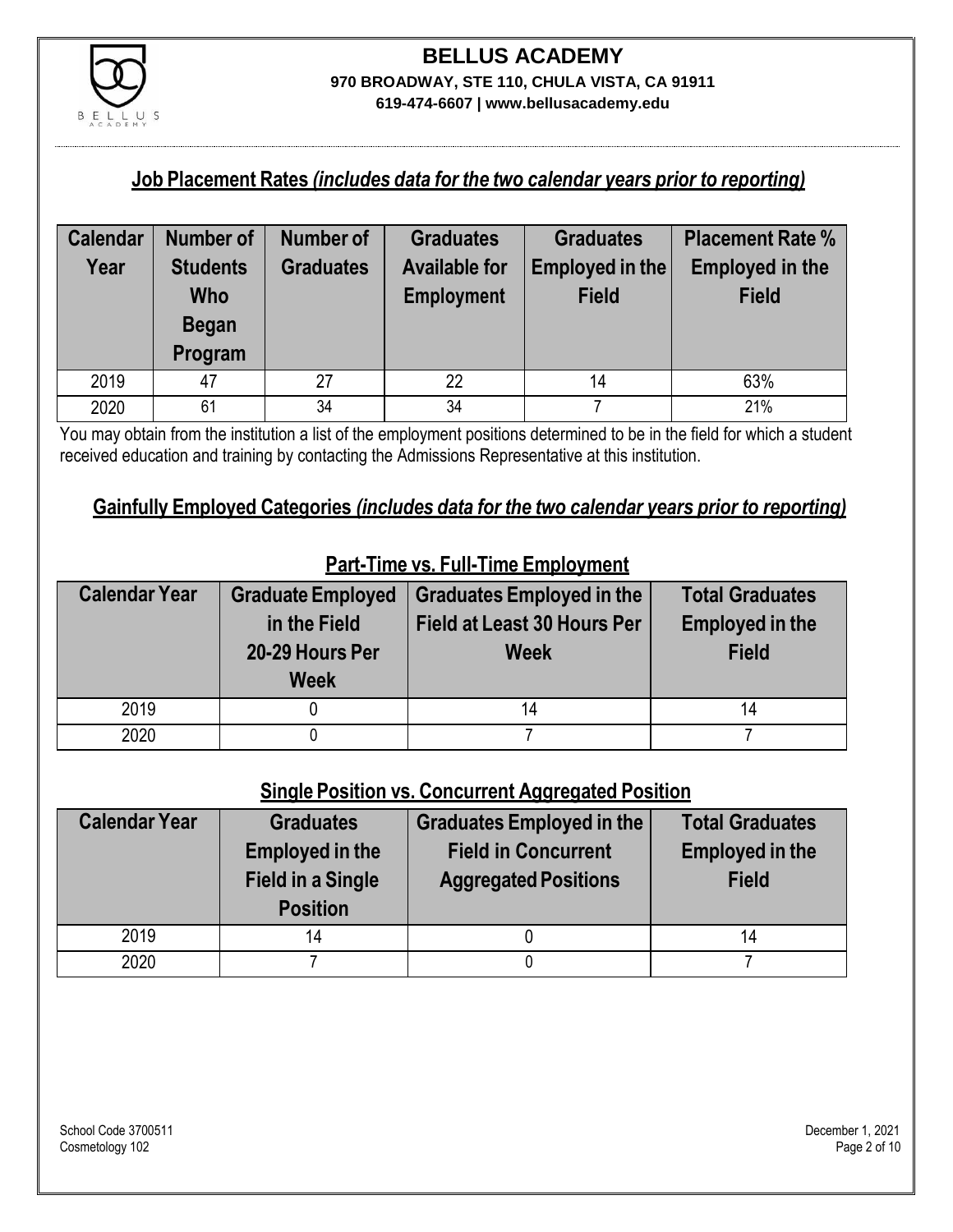# BELLUS ACADEMY

**970 BROADWAY, STE 110, CHULA VISTA, CA 91911**

**619-474-6607 | www.bellusacademy.edu**

## Job Placement Rates *(includes data for the two calendar years prior to reporting)*

| Calendar Year | Number of Students Who Began Program | Number of Graduates | Graduates Available for Employment | Graduates Employed in the Field | Placement Rate % Employed in the Field |
|---|---|---|---|---|---|
| 2019 | 47 | 27 | 22 | 14 | 63% |
| 2020 | 61 | 34 | 34 | 7 | 21% |

You may obtain from the institution a list of the employment positions determined to be in the field for which a student received education and training by contacting the Admissions Representative at this institution.

## Gainfully Employed Categories *(includes data for the two calendar years prior to reporting)*

### Part-Time vs. Full-Time Employment

| Calendar Year | Graduate Employed in the Field 20-29 Hours Per Week | Graduates Employed in the Field at Least 30 Hours Per Week | Total Graduates Employed in the Field |
|---|---|---|---|
| 2019 | 0 | 14 | 14 |
| 2020 | 0 | 7 | 7 |

### Single Position vs. Concurrent Aggregated Position

| Calendar Year | Graduates Employed in the Field in a Single Position | Graduates Employed in the Field in Concurrent Aggregated Positions | Total Graduates Employed in the Field |
|---|---|---|---|
| 2019 | 14 | 0 | 14 |
| 2020 | 7 | 0 | 7 |

School Code 3700511
Cosmetology 102

December 1, 2021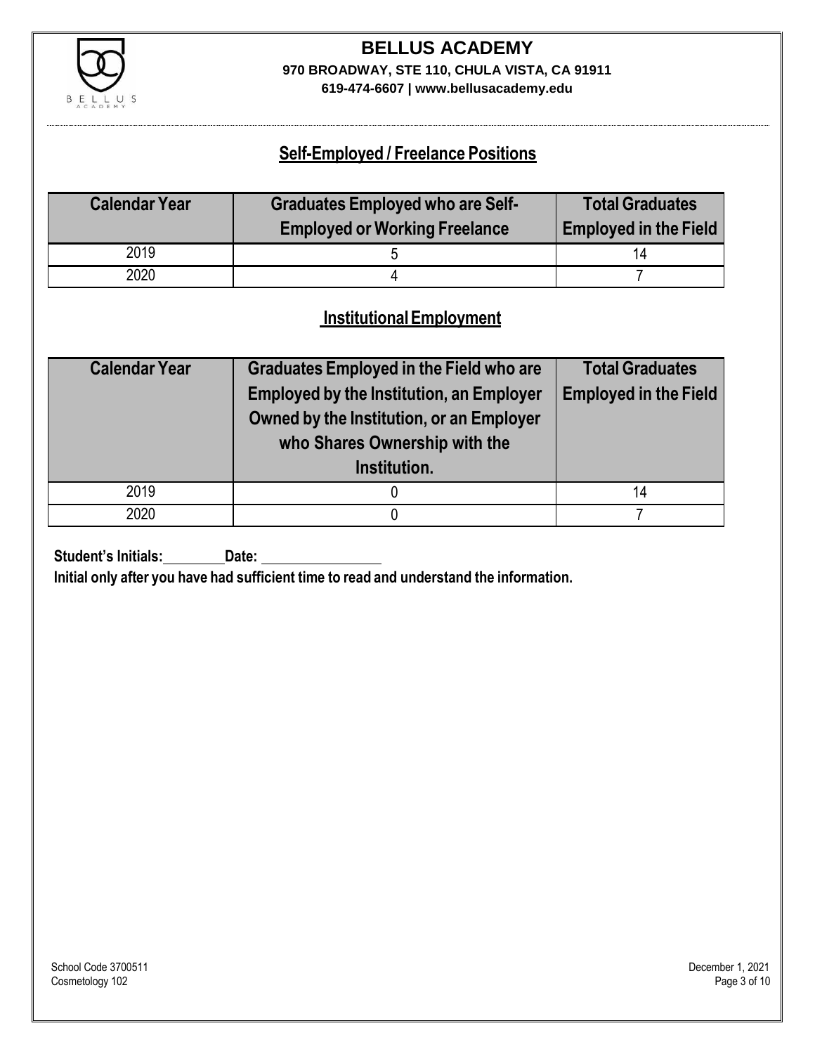## Self-Employed / Freelance Positions

| Calendar Year | Graduates Employed who are Self-Employed or Working Freelance | Total Graduates Employed in the Field |
|---|---|---|
| 2019 | 5 | 14 |
| 2020 | 4 | 7 |

## Institutional Employment

| Calendar Year | Graduates Employed in the Field who are Employed by the Institution, an Employer Owned by the Institution, or an Employer who Shares Ownership with the Institution. | Total Graduates Employed in the Field |
|---|---|---|
| 2019 | 0 | 14 |
| 2020 | 0 | 7 |

**Student's Initials:\_\_\_\_\_\_\_\_ Date: \_\_\_\_\_\_\_\_\_\_\_\_\_\_\_\_**

**Initial only after you have had sufficient time to read and understand the information.**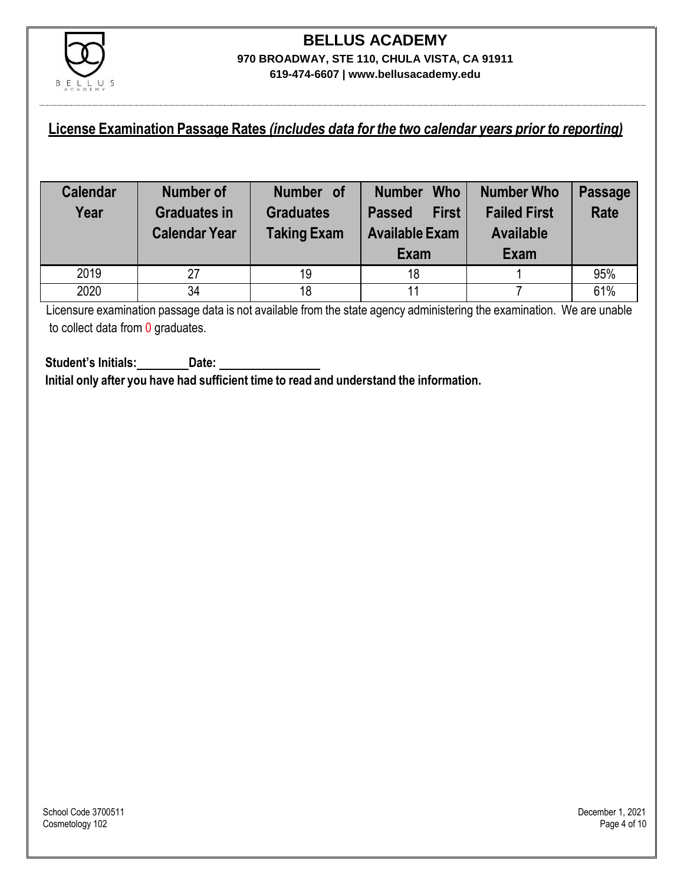# BELLUS ACADEMY

**970 BROADWAY, STE 110, CHULA VISTA, CA 91911**

**619-474-6607 | www.bellusacademy.edu**

## License Examination Passage Rates *(includes data for the two calendar years prior to reporting)*

| Calendar Year | Number of Graduates in Calendar Year | Number of Graduates Taking Exam | Number Who Passed First Available Exam | Number Who Failed First Available Exam | Passage Rate |
|---|---|---|---|---|---|
| 2019 | 27 | 19 | 18 | 1 | 95% |
| 2020 | 34 | 18 | 11 | 7 | 61% |

Licensure examination passage data is not available from the state agency administering the examination. We are unable to collect data from 0 graduates.

**Student's Initials:\_\_\_\_\_\_\_\_ Date: \_\_\_\_\_\_\_\_\_\_\_\_\_\_\_\_**

**Initial only after you have had sufficient time to read and understand the information.**

School Code 3700511
Cosmetology 102

December 1, 2021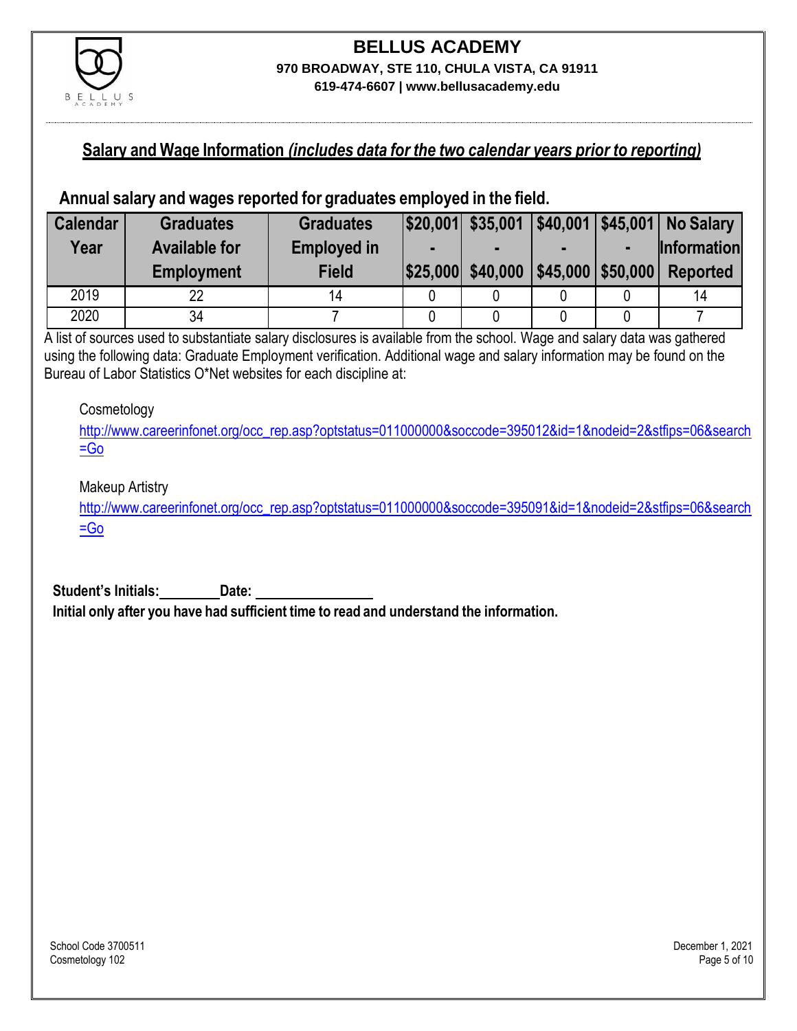# BELLUS ACADEMY

**970 BROADWAY, STE 110, CHULA VISTA, CA 91911**

**619-474-6607 | www.bellusacademy.edu**

## Salary and Wage Information *(includes data for the two calendar years prior to reporting)*

### Annual salary and wages reported for graduates employed in the field.

| Calendar Year | Graduates Available for Employment | Graduates Employed in Field | $20,001 - $25,000 | $35,001 - $40,000 | $40,001 - $45,000 | $45,001 - $50,000 | No Salary Information Reported |
|---|---|---|---|---|---|---|---|
| 2019 | 22 | 14 | 0 | 0 | 0 | 0 | 14 |
| 2020 | 34 | 7 | 0 | 0 | 0 | 0 | 7 |

A list of sources used to substantiate salary disclosures is available from the school. Wage and salary data was gathered using the following data: Graduate Employment verification. Additional wage and salary information may be found on the Bureau of Labor Statistics O*Net websites for each discipline at:

Cosmetology
http://www.careerinfonet.org/occ_rep.asp?optstatus=011000000&soccode=395012&id=1&nodeid=2&stfips=06&search=Go

Makeup Artistry
http://www.careerinfonet.org/occ_rep.asp?optstatus=011000000&soccode=395091&id=1&nodeid=2&stfips=06&search=Go

**Student's Initials:________Date: ________________**

**Initial only after you have had sufficient time to read and understand the information.**

School Code 3700511
Cosmetology 102

December 1, 2021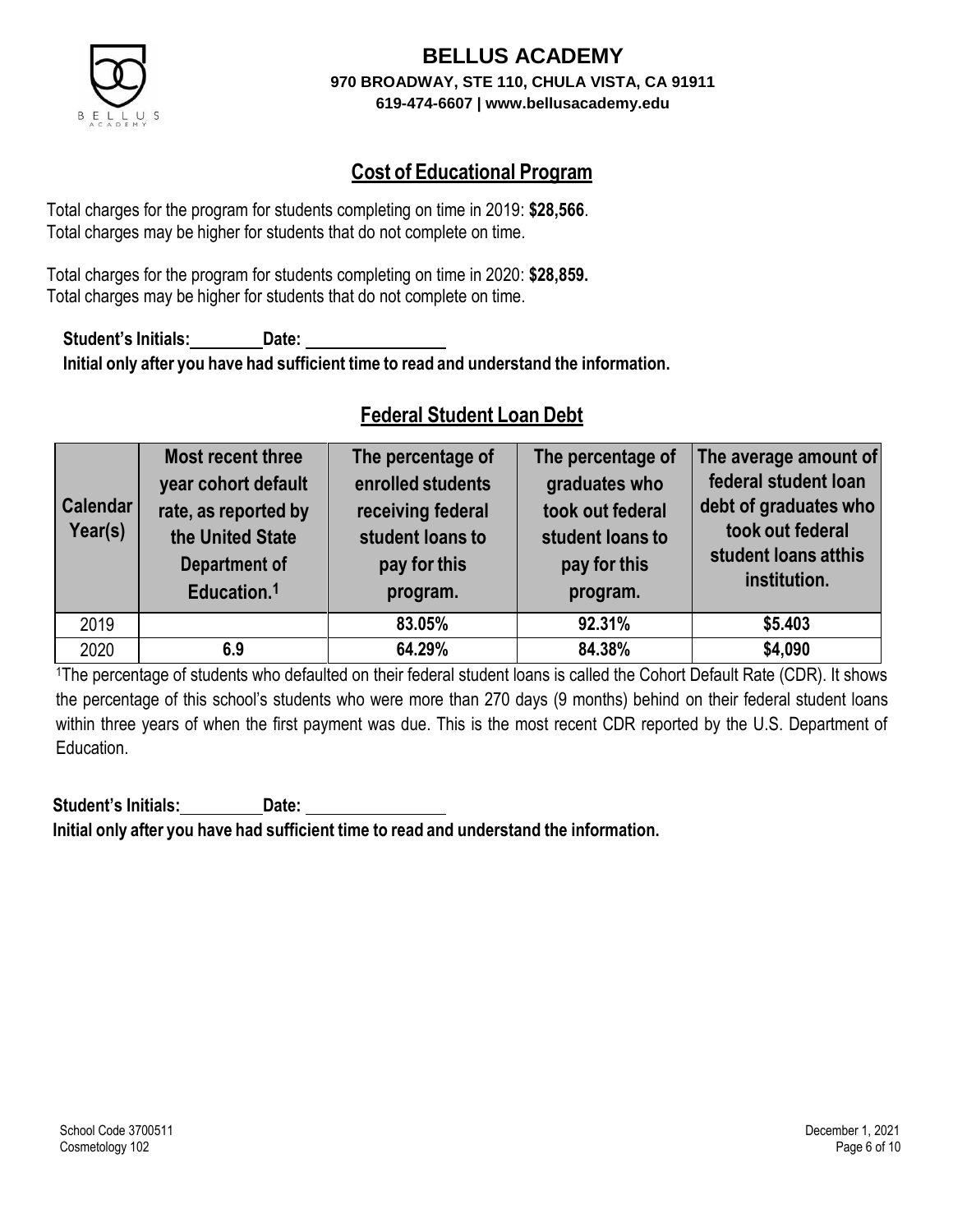# BELLUS ACADEMY

**970 BROADWAY, STE 110, CHULA VISTA, CA 91911**

**619-474-6607 | www.bellusacademy.edu**

## Cost of Educational Program

Total charges for the program for students completing on time in 2019: **$28,566**.
Total charges may be higher for students that do not complete on time.

Total charges for the program for students completing on time in 2020: **$28,859.**
Total charges may be higher for students that do not complete on time.

**Student's Initials:\_\_\_\_\_\_\_\_ Date: \_\_\_\_\_\_\_\_\_\_\_\_\_\_\_\_**
**Initial only after you have had sufficient time to read and understand the information.**

## Federal Student Loan Debt

| Calendar Year(s) | Most recent three year cohort default rate, as reported by the United State Department of Education.[1] | The percentage of enrolled students receiving federal student loans to pay for this program. | The percentage of graduates who took out federal student loans to pay for this program. | The average amount of federal student loan debt of graduates who took out federal student loans atthis institution. |
|---|---|---|---|---|
| 2019 | | **83.05%** | **92.31%** | **$5.403** |
| 2020 | **6.9** | **64.29%** | **84.38%** | **$4,090** |

[1]The percentage of students who defaulted on their federal student loans is called the Cohort Default Rate (CDR). It shows the percentage of this school's students who were more than 270 days (9 months) behind on their federal student loans within three years of when the first payment was due. This is the most recent CDR reported by the U.S. Department of Education.

**Student's Initials:\_\_\_\_\_\_\_\_ Date: \_\_\_\_\_\_\_\_\_\_\_\_\_\_\_\_**
**Initial only after you have had sufficient time to read and understand the information.**

School Code 3700511
Cosmetology 102

December 1, 2021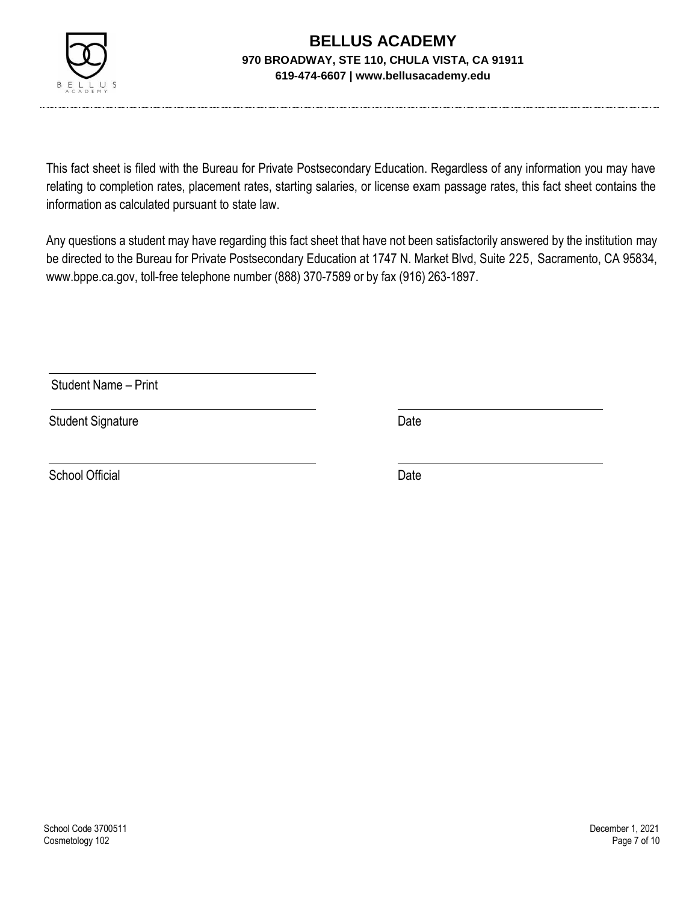# BELLUS ACADEMY

**970 BROADWAY, STE 110, CHULA VISTA, CA 91911**

**619-474-6607 | www.bellusacademy.edu**

This fact sheet is filed with the Bureau for Private Postsecondary Education. Regardless of any information you may have relating to completion rates, placement rates, starting salaries, or license exam passage rates, this fact sheet contains the information as calculated pursuant to state law.

Any questions a student may have regarding this fact sheet that have not been satisfactorily answered by the institution may be directed to the Bureau for Private Postsecondary Education at 1747 N. Market Blvd, Suite 225, Sacramento, CA 95834, www.bppe.ca.gov, toll-free telephone number (888) 370-7589 or by fax (916) 263-1897.

\_\_\_\_\_\_\_\_\_\_\_\_\_\_\_\_\_\_\_\_\_\_\_\_\_\_\_\_\_\_

Student Name – Print

\_\_\_\_\_\_\_\_\_\_\_\_\_\_\_\_\_\_\_\_\_\_\_\_\_\_\_\_\_\_ \_\_\_\_\_\_\_\_\_\_\_\_\_\_\_\_\_\_\_\_

Student Signature Date

\_\_\_\_\_\_\_\_\_\_\_\_\_\_\_\_\_\_\_\_\_\_\_\_\_\_\_\_\_\_ \_\_\_\_\_\_\_\_\_\_\_\_\_\_\_\_\_\_\_\_

School Official Date

School Code 3700511
Cosmetology 102

December 1, 2021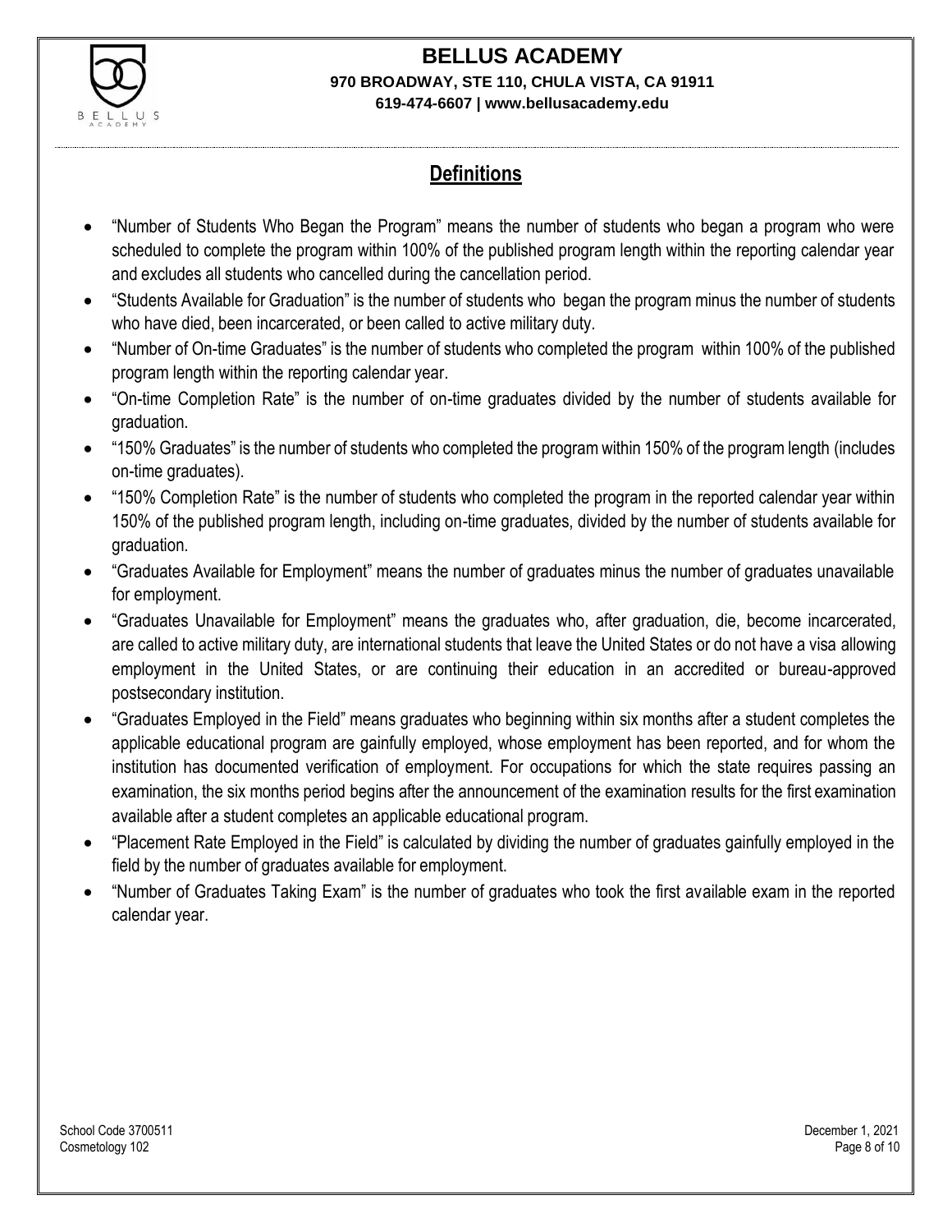## Definitions

- "Number of Students Who Began the Program" means the number of students who began a program who were scheduled to complete the program within 100% of the published program length within the reporting calendar year and excludes all students who cancelled during the cancellation period.
- "Students Available for Graduation" is the number of students who began the program minus the number of students who have died, been incarcerated, or been called to active military duty.
- "Number of On-time Graduates" is the number of students who completed the program within 100% of the published program length within the reporting calendar year.
- "On-time Completion Rate" is the number of on-time graduates divided by the number of students available for graduation.
- "150% Graduates" is the number of students who completed the program within 150% of the program length (includes on-time graduates).
- "150% Completion Rate" is the number of students who completed the program in the reported calendar year within 150% of the published program length, including on-time graduates, divided by the number of students available for graduation.
- "Graduates Available for Employment" means the number of graduates minus the number of graduates unavailable for employment.
- "Graduates Unavailable for Employment" means the graduates who, after graduation, die, become incarcerated, are called to active military duty, are international students that leave the United States or do not have a visa allowing employment in the United States, or are continuing their education in an accredited or bureau-approved postsecondary institution.
- "Graduates Employed in the Field" means graduates who beginning within six months after a student completes the applicable educational program are gainfully employed, whose employment has been reported, and for whom the institution has documented verification of employment. For occupations for which the state requires passing an examination, the six months period begins after the announcement of the examination results for the first examination available after a student completes an applicable educational program.
- "Placement Rate Employed in the Field" is calculated by dividing the number of graduates gainfully employed in the field by the number of graduates available for employment.
- "Number of Graduates Taking Exam" is the number of graduates who took the first available exam in the reported calendar year.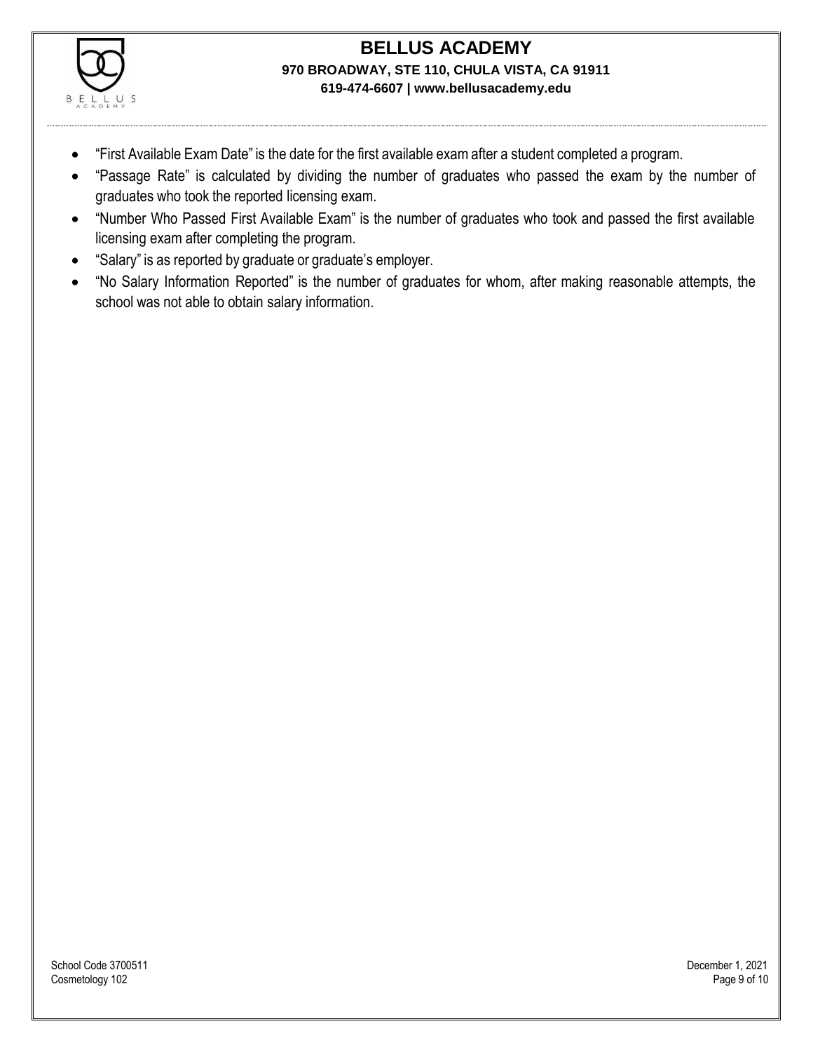- "First Available Exam Date" is the date for the first available exam after a student completed a program.
- "Passage Rate" is calculated by dividing the number of graduates who passed the exam by the number of graduates who took the reported licensing exam.
- "Number Who Passed First Available Exam" is the number of graduates who took and passed the first available licensing exam after completing the program.
- "Salary" is as reported by graduate or graduate's employer.
- "No Salary Information Reported" is the number of graduates for whom, after making reasonable attempts, the school was not able to obtain salary information.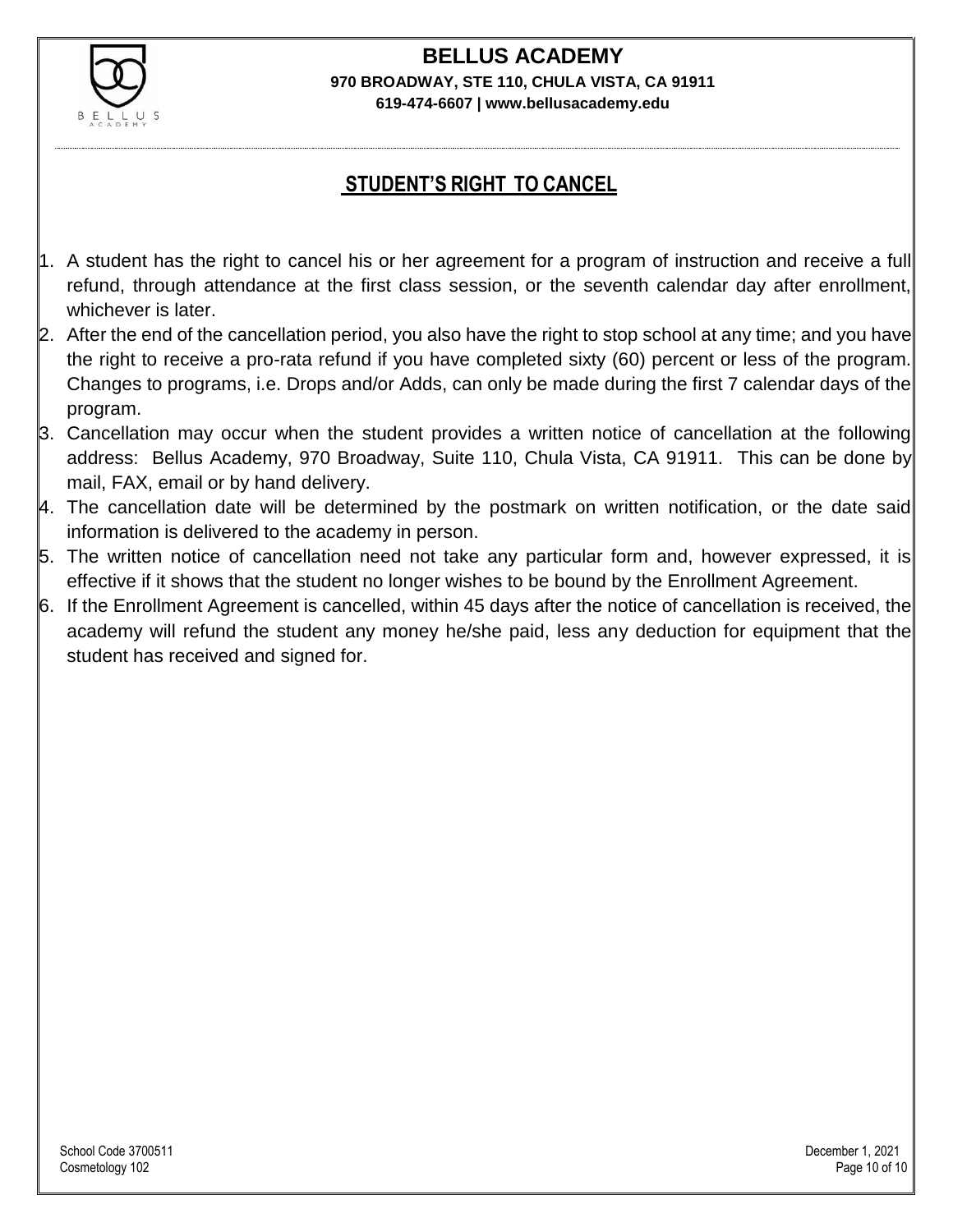# BELLUS ACADEMY

**970 BROADWAY, STE 110, CHULA VISTA, CA 91911**

**619-474-6607 | www.bellusacademy.edu**

## STUDENT'S RIGHT TO CANCEL

1. A student has the right to cancel his or her agreement for a program of instruction and receive a full refund, through attendance at the first class session, or the seventh calendar day after enrollment, whichever is later.
2. After the end of the cancellation period, you also have the right to stop school at any time; and you have the right to receive a pro-rata refund if you have completed sixty (60) percent or less of the program. Changes to programs, i.e. Drops and/or Adds, can only be made during the first 7 calendar days of the program.
3. Cancellation may occur when the student provides a written notice of cancellation at the following address: Bellus Academy, 970 Broadway, Suite 110, Chula Vista, CA 91911. This can be done by mail, FAX, email or by hand delivery.
4. The cancellation date will be determined by the postmark on written notification, or the date said information is delivered to the academy in person.
5. The written notice of cancellation need not take any particular form and, however expressed, it is effective if it shows that the student no longer wishes to be bound by the Enrollment Agreement.
6. If the Enrollment Agreement is cancelled, within 45 days after the notice of cancellation is received, the academy will refund the student any money he/she paid, less any deduction for equipment that the student has received and signed for.